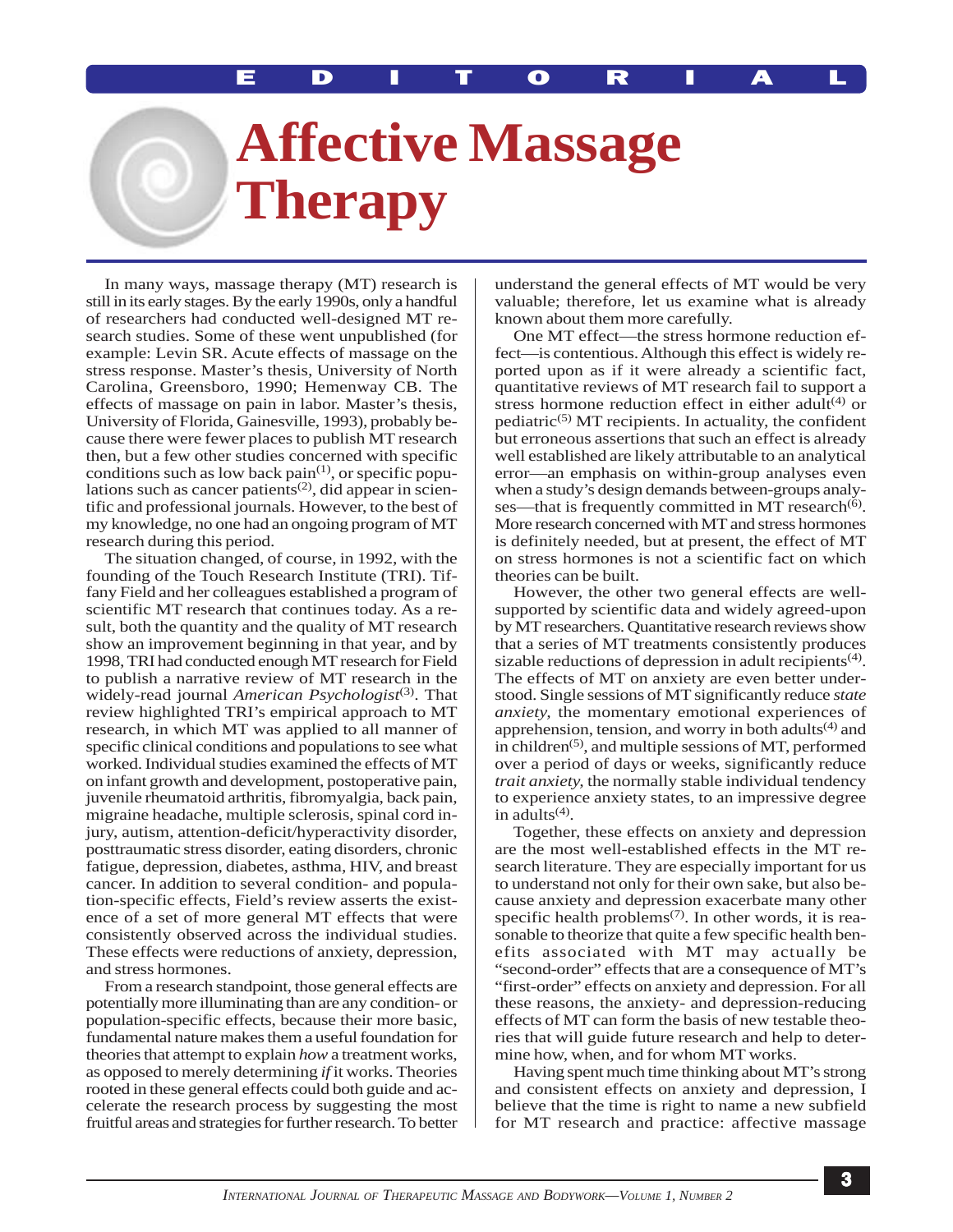EDITORIAL

# Affective Massage Therapy

In many ways, massage therapy (MT) research is still in its early stages. By the early 1990s, only a handful of researchers had conducted well-designed MT research studies. Some of these went unpublished (for example: Levin SR. Acute effects of massage on the stress response. Master's thesis, University of North Carolina, Greensboro, 1990; Hemenway CB. The effects of massage on pain in labor. Master's thesis, University of Florida, Gainesville, 1993), probably because there were fewer places to publish MT research then, but a few other studies concerned with specific conditions such as low back pain[1], or specific populations such as cancer patients[2], did appear in scientific and professional journals. However, to the best of my knowledge, no one had an ongoing program of MT research during this period.

The situation changed, of course, in 1992, with the founding of the Touch Research Institute (TRI). Tiffany Field and her colleagues established a program of scientific MT research that continues today. As a result, both the quantity and the quality of MT research show an improvement beginning in that year, and by 1998, TRI had conducted enough MT research for Field to publish a narrative review of MT research in the widely-read journal *American Psychologist*[3]. That review highlighted TRI's empirical approach to MT research, in which MT was applied to all manner of specific clinical conditions and populations to see what worked. Individual studies examined the effects of MT on infant growth and development, postoperative pain, juvenile rheumatoid arthritis, fibromyalgia, back pain, migraine headache, multiple sclerosis, spinal cord injury, autism, attention-deficit/hyperactivity disorder, posttraumatic stress disorder, eating disorders, chronic fatigue, depression, diabetes, asthma, HIV, and breast cancer. In addition to several condition- and population-specific effects, Field's review asserts the existence of a set of more general MT effects that were consistently observed across the individual studies. These effects were reductions of anxiety, depression, and stress hormones.

From a research standpoint, those general effects are potentially more illuminating than are any condition- or population-specific effects, because their more basic, fundamental nature makes them a useful foundation for theories that attempt to explain *how* a treatment works, as opposed to merely determining *if* it works. Theories rooted in these general effects could both guide and accelerate the research process by suggesting the most fruitful areas and strategies for further research. To better understand the general effects of MT would be very valuable; therefore, let us examine what is already known about them more carefully.

One MT effect—the stress hormone reduction effect—is contentious. Although this effect is widely reported upon as if it were already a scientific fact, quantitative reviews of MT research fail to support a stress hormone reduction effect in either adult[4] or pediatric[5] MT recipients. In actuality, the confident but erroneous assertions that such an effect is already well established are likely attributable to an analytical error—an emphasis on within-group analyses even when a study's design demands between-groups analyses—that is frequently committed in MT research[6]. More research concerned with MT and stress hormones is definitely needed, but at present, the effect of MT on stress hormones is not a scientific fact on which theories can be built.

However, the other two general effects are well-supported by scientific data and widely agreed-upon by MT researchers. Quantitative research reviews show that a series of MT treatments consistently produces sizable reductions of depression in adult recipients[4]. The effects of MT on anxiety are even better understood. Single sessions of MT significantly reduce *state anxiety,* the momentary emotional experiences of apprehension, tension, and worry in both adults[4] and in children[5], and multiple sessions of MT, performed over a period of days or weeks, significantly reduce *trait anxiety,* the normally stable individual tendency to experience anxiety states, to an impressive degree in adults[4].

Together, these effects on anxiety and depression are the most well-established effects in the MT research literature. They are especially important for us to understand not only for their own sake, but also because anxiety and depression exacerbate many other specific health problems[7]. In other words, it is reasonable to theorize that quite a few specific health benefits associated with MT may actually be "second-order" effects that are a consequence of MT's "first-order" effects on anxiety and depression. For all these reasons, the anxiety- and depression-reducing effects of MT can form the basis of new testable theories that will guide future research and help to determine how, when, and for whom MT works.

Having spent much time thinking about MT's strong and consistent effects on anxiety and depression, I believe that the time is right to name a new subfield for MT research and practice: affective massage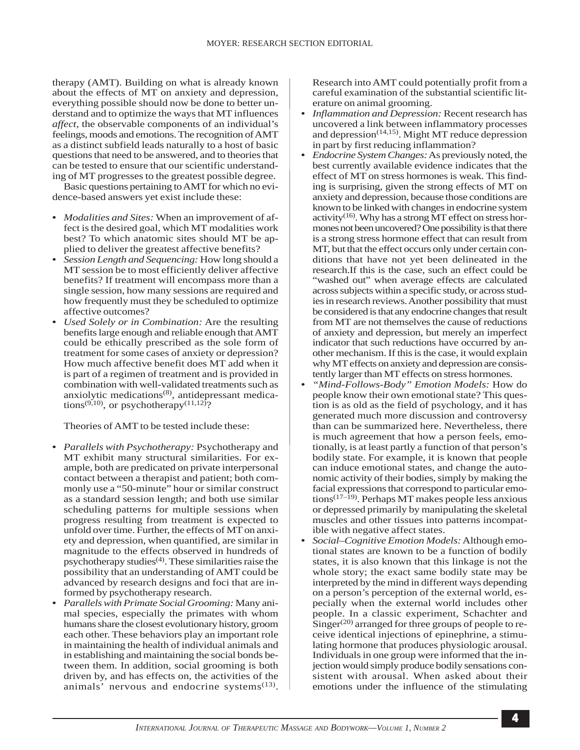therapy (AMT). Building on what is already known about the effects of MT on anxiety and depression, everything possible should now be done to better understand and to optimize the ways that MT influences *affect*, the observable components of an individual's feelings, moods and emotions. The recognition of AMT as a distinct subfield leads naturally to a host of basic questions that need to be answered, and to theories that can be tested to ensure that our scientific understanding of MT progresses to the greatest possible degree.

Basic questions pertaining to AMT for which no evidence-based answers yet exist include these:

- *Modalities and Sites:* When an improvement of affect is the desired goal, which MT modalities work best? To which anatomic sites should MT be applied to deliver the greatest affective benefits?
- *Session Length and Sequencing:* How long should a MT session be to most efficiently deliver affective benefits? If treatment will encompass more than a single session, how many sessions are required and how frequently must they be scheduled to optimize affective outcomes?
- *Used Solely or in Combination:* Are the resulting benefits large enough and reliable enough that AMT could be ethically prescribed as the sole form of treatment for some cases of anxiety or depression? How much affective benefit does MT add when it is part of a regimen of treatment and is provided in combination with well-validated treatments such as anxiolytic medications[8], antidepressant medications[9,10], or psychotherapy[11,12]?

Theories of AMT to be tested include these:

- *Parallels with Psychotherapy:* Psychotherapy and MT exhibit many structural similarities. For example, both are predicated on private interpersonal contact between a therapist and patient; both commonly use a "50-minute" hour or similar construct as a standard session length; and both use similar scheduling patterns for multiple sessions when progress resulting from treatment is expected to unfold over time. Further, the effects of MT on anxiety and depression, when quantified, are similar in magnitude to the effects observed in hundreds of psychotherapy studies[4]. These similarities raise the possibility that an understanding of AMT could be advanced by research designs and foci that are informed by psychotherapy research.
- *Parallels with Primate Social Grooming:* Many animal species, especially the primates with whom humans share the closest evolutionary history, groom each other. These behaviors play an important role in maintaining the health of individual animals and in establishing and maintaining the social bonds between them. In addition, social grooming is both driven by, and has effects on, the activities of the animals' nervous and endocrine systems[13]. Research into AMT could potentially profit from a careful examination of the substantial scientific literature on animal grooming.
- *Inflammation and Depression:* Recent research has uncovered a link between inflammatory processes and depression[14,15]. Might MT reduce depression in part by first reducing inflammation?
- *Endocrine System Changes:* As previously noted, the best currently available evidence indicates that the effect of MT on stress hormones is weak. This finding is surprising, given the strong effects of MT on anxiety and depression, because those conditions are known to be linked with changes in endocrine system activity[16]. Why has a strong MT effect on stress hormones not been uncovered? One possibility is that there is a strong stress hormone effect that can result from MT, but that the effect occurs only under certain conditions that have not yet been delineated in the research.If this is the case, such an effect could be "washed out" when average effects are calculated across subjects within a specific study, or across studies in research reviews. Another possibility that must be considered is that any endocrine changes that result from MT are not themselves the cause of reductions of anxiety and depression, but merely an imperfect indicator that such reductions have occurred by another mechanism. If this is the case, it would explain why MT effects on anxiety and depression are consistently larger than MT effects on stress hormones.
- *"Mind-Follows-Body" Emotion Models:* How do people know their own emotional state? This question is as old as the field of psychology, and it has generated much more discussion and controversy than can be summarized here. Nevertheless, there is much agreement that how a person feels, emotionally, is at least partly a function of that person's bodily state. For example, it is known that people can induce emotional states, and change the autonomic activity of their bodies, simply by making the facial expressions that correspond to particular emotions[17–19]. Perhaps MT makes people less anxious or depressed primarily by manipulating the skeletal muscles and other tissues into patterns incompatible with negative affect states.
- *Social–Cognitive Emotion Models:* Although emotional states are known to be a function of bodily states, it is also known that this linkage is not the whole story; the exact same bodily state may be interpreted by the mind in different ways depending on a person's perception of the external world, especially when the external world includes other people. In a classic experiment, Schachter and Singer[20] arranged for three groups of people to receive identical injections of epinephrine, a stimulating hormone that produces physiologic arousal. Individuals in one group were informed that the injection would simply produce bodily sensations consistent with arousal. When asked about their emotions under the influence of the stimulating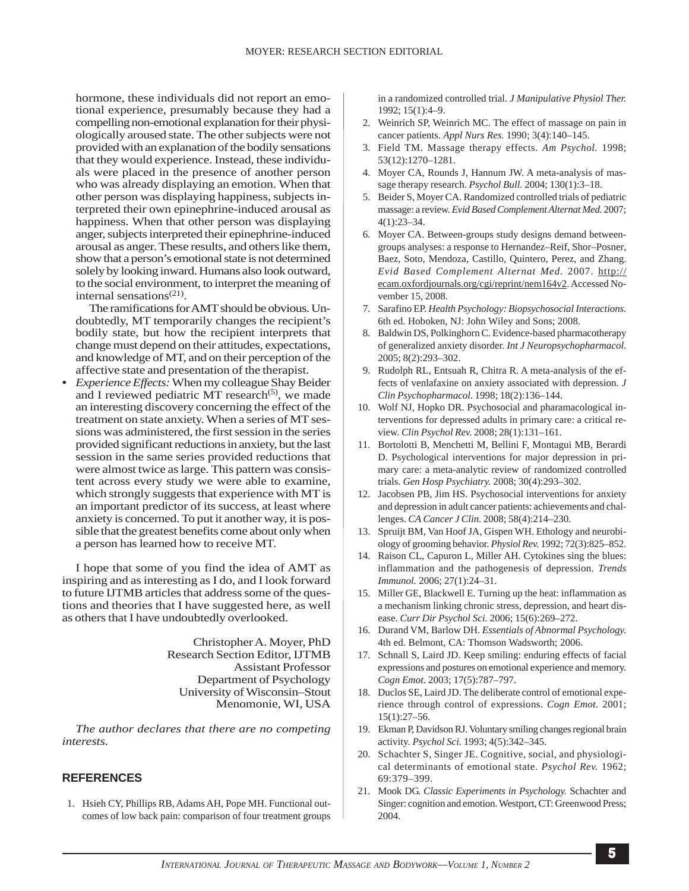hormone, these individuals did not report an emotional experience, presumably because they had a compelling non-emotional explanation for their physiologically aroused state. The other subjects were not provided with an explanation of the bodily sensations that they would experience. Instead, these individuals were placed in the presence of another person who was already displaying an emotion. When that other person was displaying happiness, subjects interpreted their own epinephrine-induced arousal as happiness. When that other person was displaying anger, subjects interpreted their epinephrine-induced arousal as anger. These results, and others like them, show that a person's emotional state is not determined solely by looking inward. Humans also look outward, to the social environment, to interpret the meaning of internal sensations[21].

The ramifications for AMT should be obvious. Undoubtedly, MT temporarily changes the recipient's bodily state, but how the recipient interprets that change must depend on their attitudes, expectations, and knowledge of MT, and on their perception of the affective state and presentation of the therapist.

- *Experience Effects:* When my colleague Shay Beider and I reviewed pediatric MT research[5], we made an interesting discovery concerning the effect of the treatment on state anxiety. When a series of MT sessions was administered, the first session in the series provided significant reductions in anxiety, but the last session in the same series provided reductions that were almost twice as large. This pattern was consistent across every study we were able to examine, which strongly suggests that experience with MT is an important predictor of its success, at least where anxiety is concerned. To put it another way, it is possible that the greatest benefits come about only when a person has learned how to receive MT.

I hope that some of you find the idea of AMT as inspiring and as interesting as I do, and I look forward to future IJTMB articles that address some of the questions and theories that I have suggested here, as well as others that I have undoubtedly overlooked.

Christopher A. Moyer, PhD
Research Section Editor, IJTMB
Assistant Professor
Department of Psychology
University of Wisconsin–Stout
Menomonie, WI, USA

*The author declares that there are no competing interests.*

## REFERENCES

1. Hsieh CY, Phillips RB, Adams AH, Pope MH. Functional outcomes of low back pain: comparison of four treatment groups in a randomized controlled trial. *J Manipulative Physiol Ther.* 1992; 15(1):4–9.
2. Weinrich SP, Weinrich MC. The effect of massage on pain in cancer patients. *Appl Nurs Res.* 1990; 3(4):140–145.
3. Field TM. Massage therapy effects. *Am Psychol.* 1998; 53(12):1270–1281.
4. Moyer CA, Rounds J, Hannum JW. A meta-analysis of massage therapy research. *Psychol Bull.* 2004; 130(1):3–18.
5. Beider S, Moyer CA. Randomized controlled trials of pediatric massage: a review. *Evid Based Complement Alternat Med.* 2007; 4(1):23–34.
6. Moyer CA. Between-groups study designs demand between-groups analyses: a response to Hernandez–Reif, Shor–Posner, Baez, Soto, Mendoza, Castillo, Quintero, Perez, and Zhang. *Evid Based Complement Alternat Med.* 2007. http://ecam.oxfordjournals.org/cgi/reprint/nem164v2. Accessed November 15, 2008.
7. Sarafino EP. *Health Psychology: Biopsychosocial Interactions.* 6th ed. Hoboken, NJ: John Wiley and Sons; 2008.
8. Baldwin DS, Polkinghorn C. Evidence-based pharmacotherapy of generalized anxiety disorder. *Int J Neuropsychopharmacol.* 2005; 8(2):293–302.
9. Rudolph RL, Entsuah R, Chitra R. A meta-analysis of the effects of venlafaxine on anxiety associated with depression. *J Clin Psychopharmacol.* 1998; 18(2):136–144.
10. Wolf NJ, Hopko DR. Psychosocial and pharamacological interventions for depressed adults in primary care: a critical review. *Clin Psychol Rev.* 2008; 28(1):131–161.
11. Bortolotti B, Menchetti M, Bellini F, Montagui MB, Berardi D. Psychological interventions for major depression in primary care: a meta-analytic review of randomized controlled trials. *Gen Hosp Psychiatry.* 2008; 30(4):293–302.
12. Jacobsen PB, Jim HS. Psychosocial interventions for anxiety and depression in adult cancer patients: achievements and challenges. *CA Cancer J Clin.* 2008; 58(4):214–230.
13. Spruijt BM, Van Hoof JA, Gispen WH. Ethology and neurobiology of grooming behavior. *Physiol Rev.* 1992; 72(3):825–852.
14. Raison CL, Capuron L, Miller AH. Cytokines sing the blues: inflammation and the pathogenesis of depression. *Trends Immunol.* 2006; 27(1):24–31.
15. Miller GE, Blackwell E. Turning up the heat: inflammation as a mechanism linking chronic stress, depression, and heart disease. *Curr Dir Psychol Sci.* 2006; 15(6):269–272.
16. Durand VM, Barlow DH. *Essentials of Abnormal Psychology.* 4th ed. Belmont, CA: Thomson Wadsworth; 2006.
17. Schnall S, Laird JD. Keep smiling: enduring effects of facial expressions and postures on emotional experience and memory. *Cogn Emot.* 2003; 17(5):787–797.
18. Duclos SE, Laird JD. The deliberate control of emotional experience through control of expressions. *Cogn Emot.* 2001; 15(1):27–56.
19. Ekman P, Davidson RJ. Voluntary smiling changes regional brain activity. *Psychol Sci.* 1993; 4(5):342–345.
20. Schachter S, Singer JE. Cognitive, social, and physiological determinants of emotional state. *Psychol Rev.* 1962; 69:379–399.
21. Mook DG. *Classic Experiments in Psychology.* Schachter and Singer: cognition and emotion. Westport, CT: Greenwood Press; 2004.